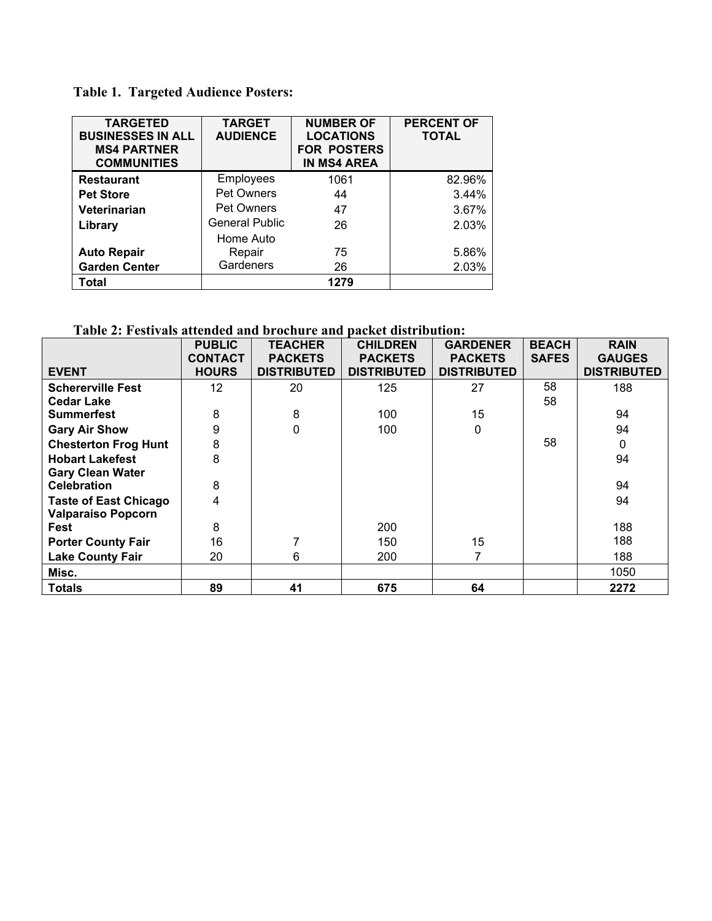**Table 1. Targeted Audience Posters:**

| TARGETED BUSINESSES IN ALL MS4 PARTNER COMMUNITIES | TARGET AUDIENCE | NUMBER OF LOCATIONS FOR POSTERS IN MS4 AREA | PERCENT OF TOTAL |
|---|---|---|---|
| **Restaurant** | Employees | 1061 | 82.96% |
| **Pet Store** | Pet Owners | 44 | 3.44% |
| **Veterinarian** | Pet Owners | 47 | 3.67% |
| **Library** | General Public | 26 | 2.03% |
| **Auto Repair** | Home Auto Repair | 75 | 5.86% |
| **Garden Center** | Gardeners | 26 | 2.03% |
| **Total** | | **1279** | |

**Table 2: Festivals attended and brochure and packet distribution:**

| EVENT | PUBLIC CONTACT HOURS | TEACHER PACKETS DISTRIBUTED | CHILDREN PACKETS DISTRIBUTED | GARDENER PACKETS DISTRIBUTED | BEACH SAFES | RAIN GAUGES DISTRIBUTED |
|---|---|---|---|---|---|---|
| **Schererville Fest** | 12 | 20 | 125 | 27 | 58 | 188 |
| **Cedar Lake Summerfest** | 8 | 8 | 100 | 15 | 58 | 94 |
| **Gary Air Show** | 9 | 0 | 100 | 0 | | 94 |
| **Chesterton Frog Hunt** | 8 | | | | 58 | 0 |
| **Hobart Lakefest** | 8 | | | | | 94 |
| **Gary Clean Water Celebration** | 8 | | | | | 94 |
| **Taste of East Chicago** | 4 | | | | | 94 |
| **Valparaiso Popcorn Fest** | 8 | | 200 | | | 188 |
| **Porter County Fair** | 16 | 7 | 150 | 15 | | 188 |
| **Lake County Fair** | 20 | 6 | 200 | 7 | | 188 |
| **Misc.** | | | | | | 1050 |
| **Totals** | **89** | **41** | **675** | **64** | | **2272** |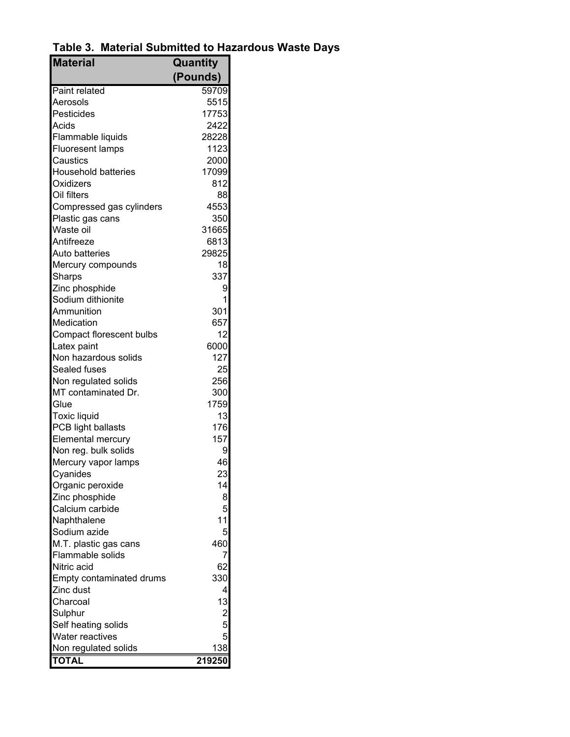**Table 3. Material Submitted to Hazardous Waste Days**

| Material | Quantity (Pounds) |
|---|---|
| Paint related | 59709 |
| Aerosols | 5515 |
| Pesticides | 17753 |
| Acids | 2422 |
| Flammable liquids | 28228 |
| Fluoresent lamps | 1123 |
| Caustics | 2000 |
| Household batteries | 17099 |
| Oxidizers | 812 |
| Oil filters | 88 |
| Compressed gas cylinders | 4553 |
| Plastic gas cans | 350 |
| Waste oil | 31665 |
| Antifreeze | 6813 |
| Auto batteries | 29825 |
| Mercury compounds | 18 |
| Sharps | 337 |
| Zinc phosphide | 9 |
| Sodium dithionite | 1 |
| Ammunition | 301 |
| Medication | 657 |
| Compact florescent bulbs | 12 |
| Latex paint | 6000 |
| Non hazardous solids | 127 |
| Sealed fuses | 25 |
| Non regulated solids | 256 |
| MT contaminated Dr. | 300 |
| Glue | 1759 |
| Toxic liquid | 13 |
| PCB light ballasts | 176 |
| Elemental mercury | 157 |
| Non reg. bulk solids | 9 |
| Mercury vapor lamps | 46 |
| Cyanides | 23 |
| Organic peroxide | 14 |
| Zinc phosphide | 8 |
| Calcium carbide | 5 |
| Naphthalene | 11 |
| Sodium azide | 5 |
| M.T. plastic gas cans | 460 |
| Flammable solids | 7 |
| Nitric acid | 62 |
| Empty contaminated drums | 330 |
| Zinc dust | 4 |
| Charcoal | 13 |
| Sulphur | 2 |
| Self heating solids | 5 |
| Water reactives | 5 |
| Non regulated solids | 138 |
| **TOTAL** | **219250** |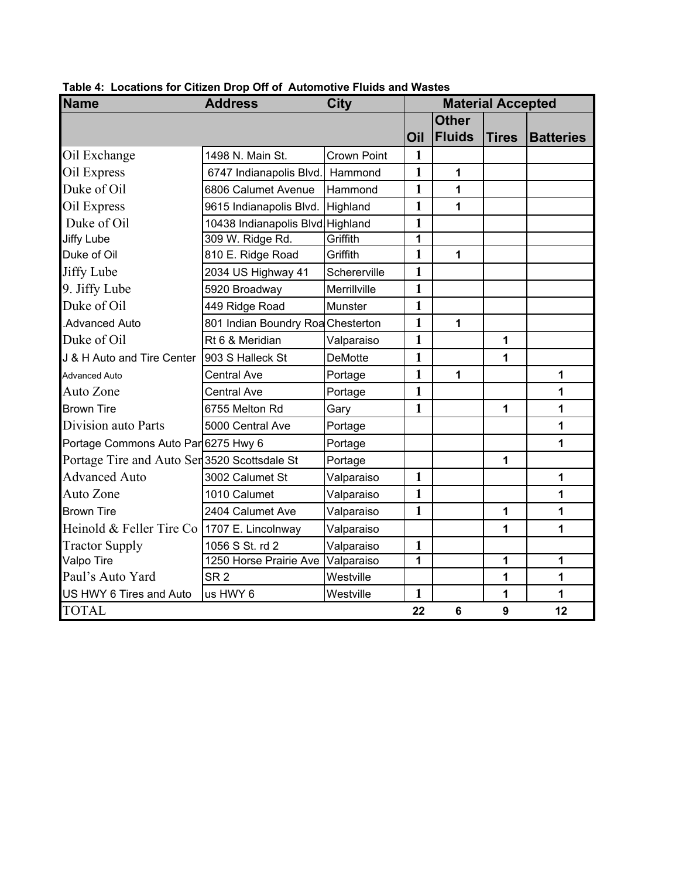**Table 4: Locations for Citizen Drop Off of Automotive Fluids and Wastes**

| Name | Address | City | Material Accepted | | | |
|---|---|---|---|---|---|---|
| | | | Oil | Other Fluids | Tires | Batteries |
| Oil Exchange | 1498 N. Main St. | Crown Point | 1 | | | |
| Oil Express | 6747 Indianapolis Blvd. | Hammond | 1 | 1 | | |
| Duke of Oil | 6806 Calumet Avenue | Hammond | 1 | 1 | | |
| Oil Express | 9615 Indianapolis Blvd. | Highland | 1 | 1 | | |
| Duke of Oil | 10438 Indianapolis Blvd. | Highland | 1 | | | |
| Jiffy Lube | 309 W. Ridge Rd. | Griffith | 1 | | | |
| Duke of Oil | 810 E. Ridge Road | Griffith | 1 | 1 | | |
| Jiffy Lube | 2034 US Highway 41 | Schererville | 1 | | | |
| 9. Jiffy Lube | 5920 Broadway | Merrillville | 1 | | | |
| Duke of Oil | 449 Ridge Road | Munster | 1 | | | |
| .Advanced Auto | 801 Indian Boundry Roa | Chesterton | 1 | 1 | | |
| Duke of Oil | Rt 6 & Meridian | Valparaiso | 1 | | 1 | |
| J & H Auto and Tire Center | 903 S Halleck St | DeMotte | 1 | | 1 | |
| Advanced Auto | Central Ave | Portage | 1 | 1 | | 1 |
| Auto Zone | Central Ave | Portage | 1 | | | 1 |
| Brown Tire | 6755 Melton Rd | Gary | 1 | | 1 | 1 |
| Division auto Parts | 5000 Central Ave | Portage | | | | 1 |
| Portage Commons Auto Par | 6275 Hwy 6 | Portage | | | | 1 |
| Portage Tire and Auto Ser | 3520 Scottsdale St | Portage | | | 1 | |
| Advanced Auto | 3002 Calumet St | Valparaiso | 1 | | | 1 |
| Auto Zone | 1010 Calumet | Valparaiso | 1 | | | 1 |
| Brown Tire | 2404 Calumet Ave | Valparaiso | 1 | | 1 | 1 |
| Heinold & Feller Tire Co | 1707 E. Lincolnway | Valparaiso | | | 1 | 1 |
| Tractor Supply | 1056 S St. rd 2 | Valparaiso | 1 | | | |
| Valpo Tire | 1250 Horse Prairie Ave | Valparaiso | 1 | | 1 | 1 |
| Paul's Auto Yard | SR 2 | Westville | | | 1 | 1 |
| US HWY 6 Tires and Auto | us HWY 6 | Westville | 1 | | 1 | 1 |
| TOTAL | | | 22 | 6 | 9 | 12 |